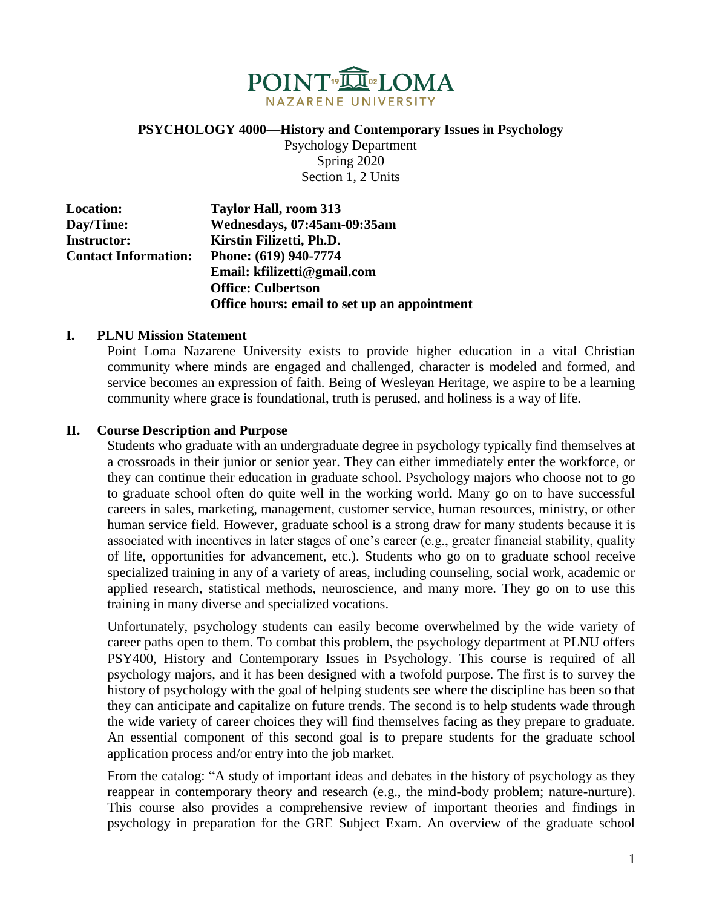POINT LOMA NAZARENE UNIVERSITY

**PSYCHOLOGY 4000—History and Contemporary Issues in Psychology**

Psychology Department
Spring 2020
Section 1, 2 Units

| | |
|---|---|
| **Location:** | **Taylor Hall, room 313** |
| **Day/Time:** | **Wednesdays, 07:45am-09:35am** |
| **Instructor:** | **Kirstin Filizetti, Ph.D.** |
| **Contact Information:** | **Phone: (619) 940-7774** |
| | **Email: kfilizetti@gmail.com** |
| | **Office: Culbertson** |
| | **Office hours: email to set up an appointment** |

## I. PLNU Mission Statement

Point Loma Nazarene University exists to provide higher education in a vital Christian community where minds are engaged and challenged, character is modeled and formed, and service becomes an expression of faith. Being of Wesleyan Heritage, we aspire to be a learning community where grace is foundational, truth is perused, and holiness is a way of life.

## II. Course Description and Purpose

Students who graduate with an undergraduate degree in psychology typically find themselves at a crossroads in their junior or senior year. They can either immediately enter the workforce, or they can continue their education in graduate school. Psychology majors who choose not to go to graduate school often do quite well in the working world. Many go on to have successful careers in sales, marketing, management, customer service, human resources, ministry, or other human service field. However, graduate school is a strong draw for many students because it is associated with incentives in later stages of one's career (e.g., greater financial stability, quality of life, opportunities for advancement, etc.). Students who go on to graduate school receive specialized training in any of a variety of areas, including counseling, social work, academic or applied research, statistical methods, neuroscience, and many more. They go on to use this training in many diverse and specialized vocations.

Unfortunately, psychology students can easily become overwhelmed by the wide variety of career paths open to them. To combat this problem, the psychology department at PLNU offers PSY400, History and Contemporary Issues in Psychology. This course is required of all psychology majors, and it has been designed with a twofold purpose. The first is to survey the history of psychology with the goal of helping students see where the discipline has been so that they can anticipate and capitalize on future trends. The second is to help students wade through the wide variety of career choices they will find themselves facing as they prepare to graduate. An essential component of this second goal is to prepare students for the graduate school application process and/or entry into the job market.

From the catalog: "A study of important ideas and debates in the history of psychology as they reappear in contemporary theory and research (e.g., the mind-body problem; nature-nurture). This course also provides a comprehensive review of important theories and findings in psychology in preparation for the GRE Subject Exam. An overview of the graduate school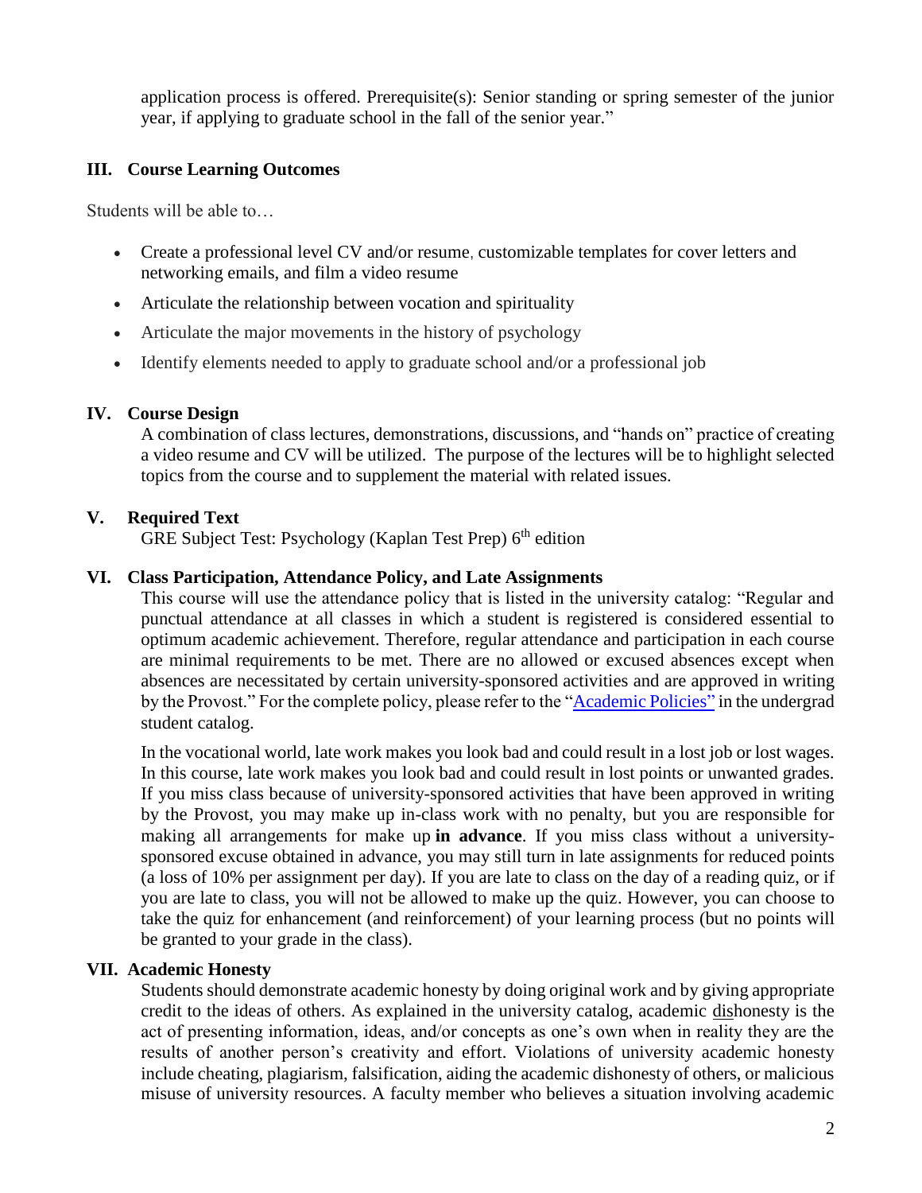application process is offered. Prerequisite(s): Senior standing or spring semester of the junior year, if applying to graduate school in the fall of the senior year."

## III. Course Learning Outcomes

Students will be able to…

- Create a professional level CV and/or resume, customizable templates for cover letters and networking emails, and film a video resume
- Articulate the relationship between vocation and spirituality
- Articulate the major movements in the history of psychology
- Identify elements needed to apply to graduate school and/or a professional job

## IV. Course Design

A combination of class lectures, demonstrations, discussions, and "hands on" practice of creating a video resume and CV will be utilized. The purpose of the lectures will be to highlight selected topics from the course and to supplement the material with related issues.

## V. Required Text

GRE Subject Test: Psychology (Kaplan Test Prep) 6th edition

## VI. Class Participation, Attendance Policy, and Late Assignments

This course will use the attendance policy that is listed in the university catalog: "Regular and punctual attendance at all classes in which a student is registered is considered essential to optimum academic achievement. Therefore, regular attendance and participation in each course are minimal requirements to be met. There are no allowed or excused absences except when absences are necessitated by certain university-sponsored activities and are approved in writing by the Provost." For the complete policy, please refer to the "Academic Policies" in the undergrad student catalog.

In the vocational world, late work makes you look bad and could result in a lost job or lost wages. In this course, late work makes you look bad and could result in lost points or unwanted grades. If you miss class because of university-sponsored activities that have been approved in writing by the Provost, you may make up in-class work with no penalty, but you are responsible for making all arrangements for make up **in advance**. If you miss class without a university-sponsored excuse obtained in advance, you may still turn in late assignments for reduced points (a loss of 10% per assignment per day). If you are late to class on the day of a reading quiz, or if you are late to class, you will not be allowed to make up the quiz. However, you can choose to take the quiz for enhancement (and reinforcement) of your learning process (but no points will be granted to your grade in the class).

## VII. Academic Honesty

Students should demonstrate academic honesty by doing original work and by giving appropriate credit to the ideas of others. As explained in the university catalog, academic dishonesty is the act of presenting information, ideas, and/or concepts as one's own when in reality they are the results of another person's creativity and effort. Violations of university academic honesty include cheating, plagiarism, falsification, aiding the academic dishonesty of others, or malicious misuse of university resources. A faculty member who believes a situation involving academic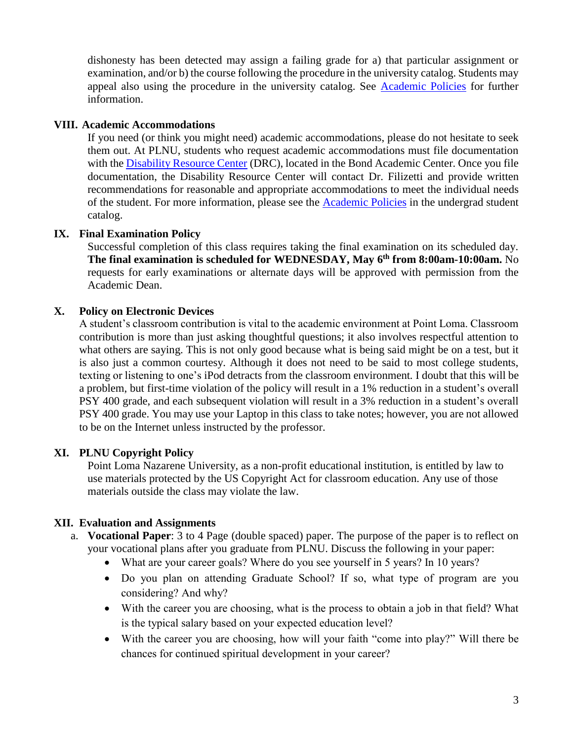dishonesty has been detected may assign a failing grade for a) that particular assignment or examination, and/or b) the course following the procedure in the university catalog. Students may appeal also using the procedure in the university catalog. See [Academic Policies]() for further information.

## VIII. Academic Accommodations

If you need (or think you might need) academic accommodations, please do not hesitate to seek them out. At PLNU, students who request academic accommodations must file documentation with the [Disability Resource Center]() (DRC), located in the Bond Academic Center. Once you file documentation, the Disability Resource Center will contact Dr. Filizetti and provide written recommendations for reasonable and appropriate accommodations to meet the individual needs of the student. For more information, please see the [Academic Policies]() in the undergrad student catalog.

## IX. Final Examination Policy

Successful completion of this class requires taking the final examination on its scheduled day. **The final examination is scheduled for WEDNESDAY, May 6th from 8:00am-10:00am.** No requests for early examinations or alternate days will be approved with permission from the Academic Dean.

## X. Policy on Electronic Devices

A student's classroom contribution is vital to the academic environment at Point Loma. Classroom contribution is more than just asking thoughtful questions; it also involves respectful attention to what others are saying. This is not only good because what is being said might be on a test, but it is also just a common courtesy. Although it does not need to be said to most college students, texting or listening to one's iPod detracts from the classroom environment. I doubt that this will be a problem, but first-time violation of the policy will result in a 1% reduction in a student's overall PSY 400 grade, and each subsequent violation will result in a 3% reduction in a student's overall PSY 400 grade. You may use your Laptop in this class to take notes; however, you are not allowed to be on the Internet unless instructed by the professor.

## XI. PLNU Copyright Policy

Point Loma Nazarene University, as a non-profit educational institution, is entitled by law to use materials protected by the US Copyright Act for classroom education. Any use of those materials outside the class may violate the law.

## XII. Evaluation and Assignments

a. **Vocational Paper**: 3 to 4 Page (double spaced) paper. The purpose of the paper is to reflect on your vocational plans after you graduate from PLNU. Discuss the following in your paper:
   - What are your career goals? Where do you see yourself in 5 years? In 10 years?
   - Do you plan on attending Graduate School? If so, what type of program are you considering? And why?
   - With the career you are choosing, what is the process to obtain a job in that field? What is the typical salary based on your expected education level?
   - With the career you are choosing, how will your faith "come into play?" Will there be chances for continued spiritual development in your career?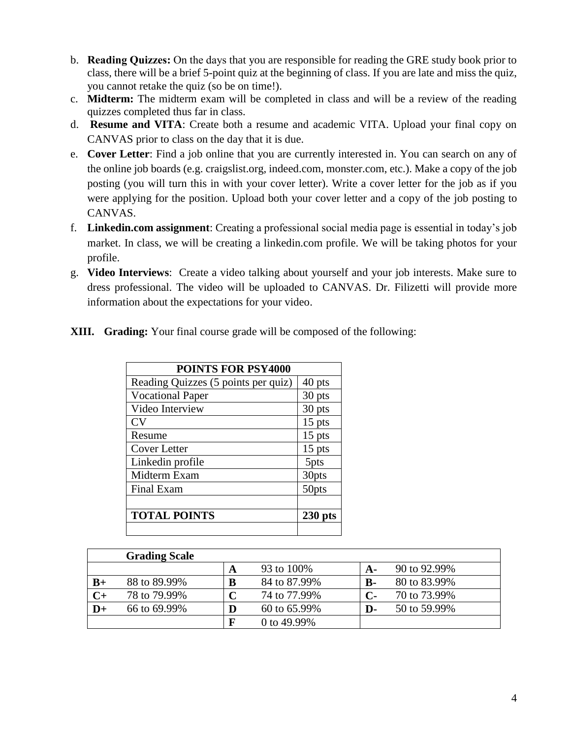b. **Reading Quizzes:** On the days that you are responsible for reading the GRE study book prior to class, there will be a brief 5-point quiz at the beginning of class. If you are late and miss the quiz, you cannot retake the quiz (so be on time!).
c. **Midterm:** The midterm exam will be completed in class and will be a review of the reading quizzes completed thus far in class.
d. **Resume and VITA**: Create both a resume and academic VITA. Upload your final copy on CANVAS prior to class on the day that it is due.
e. **Cover Letter**: Find a job online that you are currently interested in. You can search on any of the online job boards (e.g. craigslist.org, indeed.com, monster.com, etc.). Make a copy of the job posting (you will turn this in with your cover letter). Write a cover letter for the job as if you were applying for the position. Upload both your cover letter and a copy of the job posting to CANVAS.
f. **Linkedin.com assignment**: Creating a professional social media page is essential in today's job market. In class, we will be creating a linkedin.com profile. We will be taking photos for your profile.
g. **Video Interviews**: Create a video talking about yourself and your job interests. Make sure to dress professional. The video will be uploaded to CANVAS. Dr. Filizetti will provide more information about the expectations for your video.

**XIII. Grading:** Your final course grade will be composed of the following:

| **POINTS FOR PSY4000** | |
|---|---|
| Reading Quizzes (5 points per quiz) | 40 pts |
| Vocational Paper | 30 pts |
| Video Interview | 30 pts |
| CV | 15 pts |
| Resume | 15 pts |
| Cover Letter | 15 pts |
| Linkedin profile | 5pts |
| Midterm Exam | 30pts |
| Final Exam | 50pts |
| | |
| **TOTAL POINTS** | **230 pts** |
| | |

| | **Grading Scale** | | | | |
|---|---|---|---|---|---|
| | | **A** | 93 to 100% | **A-** | 90 to 92.99% |
| **B+** | 88 to 89.99% | **B** | 84 to 87.99% | **B-** | 80 to 83.99% |
| **C+** | 78 to 79.99% | **C** | 74 to 77.99% | **C-** | 70 to 73.99% |
| **D+** | 66 to 69.99% | **D** | 60 to 65.99% | **D-** | 50 to 59.99% |
| | | **F** | 0 to 49.99% | | |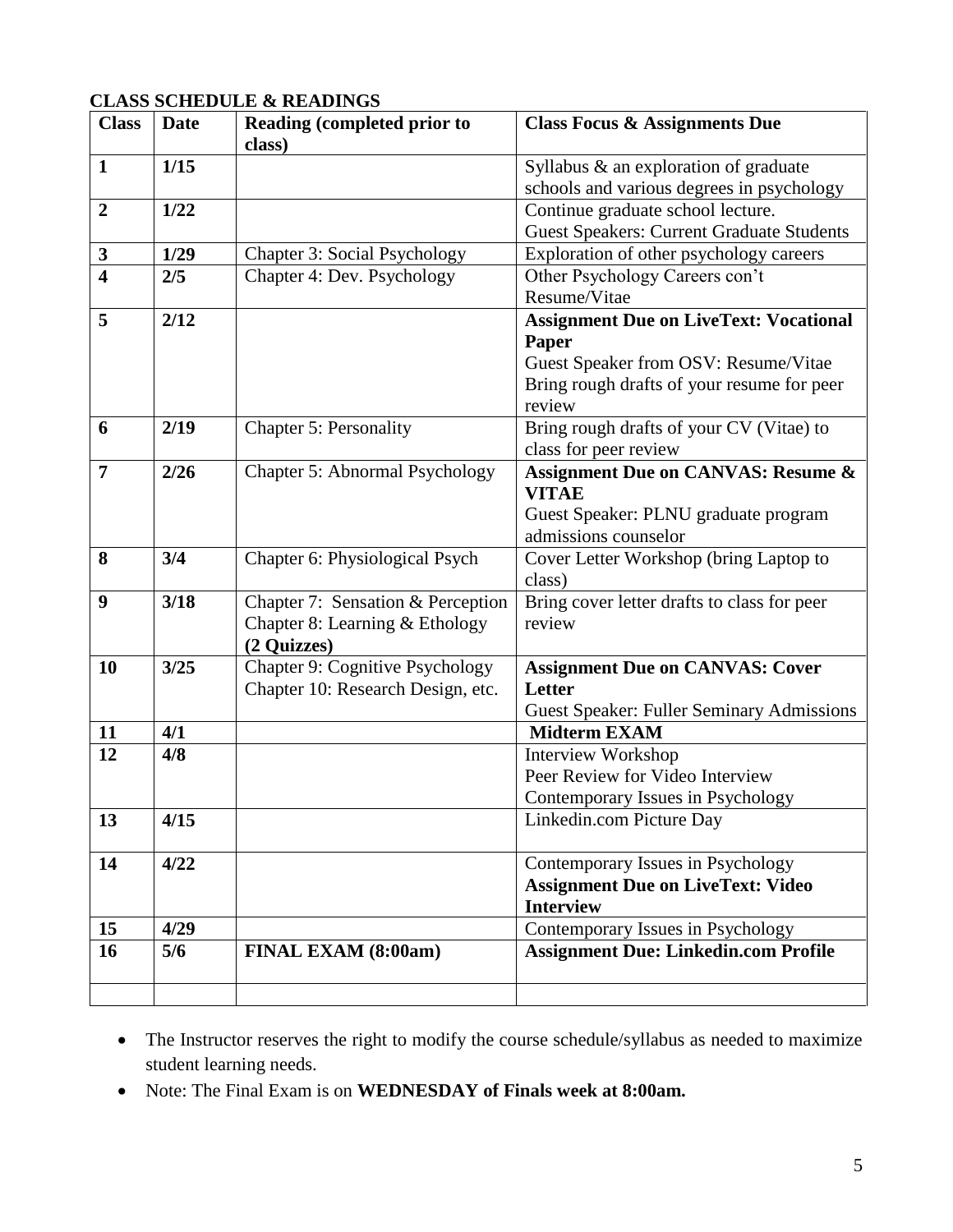**CLASS SCHEDULE & READINGS**

| Class | Date | Reading (completed prior to class) | Class Focus & Assignments Due |
|---|---|---|---|
| **1** | **1/15** | | Syllabus & an exploration of graduate schools and various degrees in psychology |
| **2** | **1/22** | | Continue graduate school lecture.<br>Guest Speakers: Current Graduate Students |
| **3** | **1/29** | Chapter 3: Social Psychology | Exploration of other psychology careers |
| **4** | **2/5** | Chapter 4: Dev. Psychology | Other Psychology Careers con't<br>Resume/Vitae |
| **5** | **2/12** | | **Assignment Due on LiveText: Vocational Paper**<br>Guest Speaker from OSV: Resume/Vitae<br>Bring rough drafts of your resume for peer review |
| **6** | **2/19** | Chapter 5: Personality | Bring rough drafts of your CV (Vitae) to class for peer review |
| **7** | **2/26** | Chapter 5: Abnormal Psychology | **Assignment Due on CANVAS: Resume & VITAE**<br>Guest Speaker: PLNU graduate program admissions counselor |
| **8** | **3/4** | Chapter 6: Physiological Psych | Cover Letter Workshop (bring Laptop to class) |
| **9** | **3/18** | Chapter 7: Sensation & Perception<br>Chapter 8: Learning & Ethology<br>**(2 Quizzes)** | Bring cover letter drafts to class for peer review |
| **10** | **3/25** | Chapter 9: Cognitive Psychology<br>Chapter 10: Research Design, etc. | **Assignment Due on CANVAS: Cover Letter**<br>Guest Speaker: Fuller Seminary Admissions |
| **11** | **4/1** | | **Midterm EXAM** |
| **12** | **4/8** | | Interview Workshop<br>Peer Review for Video Interview<br>Contemporary Issues in Psychology |
| **13** | **4/15** | | Linkedin.com Picture Day |
| **14** | **4/22** | | Contemporary Issues in Psychology<br>**Assignment Due on LiveText: Video Interview** |
| **15** | **4/29** | | Contemporary Issues in Psychology |
| **16** | **5/6** | **FINAL EXAM (8:00am)** | **Assignment Due: Linkedin.com Profile** |
| | | | |

- The Instructor reserves the right to modify the course schedule/syllabus as needed to maximize student learning needs.
- Note: The Final Exam is on **WEDNESDAY of Finals week at 8:00am.**